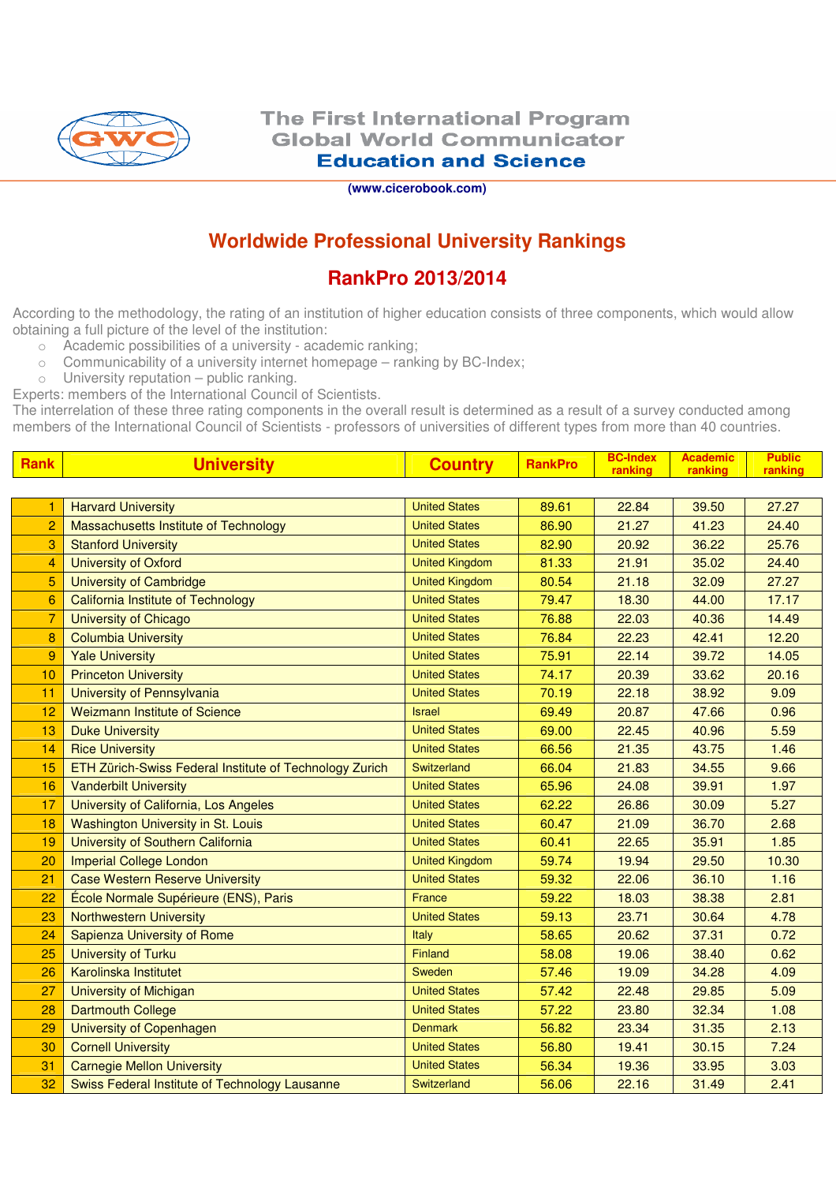The First International Program
Global World Communicator
**Education and Science**

**(www.cicerobook.com)**

# Worldwide Professional University Rankings

## RankPro 2013/2014

According to the methodology, the rating of an institution of higher education consists of three components, which would allow obtaining a full picture of the level of the institution:

- Academic possibilities of a university - academic ranking;
- Communicability of a university internet homepage – ranking by BC-Index;
- University reputation – public ranking.

Experts: members of the International Council of Scientists.
The interrelation of these three rating components in the overall result is determined as a result of a survey conducted among members of the International Council of Scientists - professors of universities of different types from more than 40 countries.

| Rank | University | Country | RankPro | BC-Index ranking | Academic ranking | Public ranking |
|---|---|---|---|---|---|---|
| 1 | Harvard University | United States | 89.61 | 22.84 | 39.50 | 27.27 |
| 2 | Massachusetts Institute of Technology | United States | 86.90 | 21.27 | 41.23 | 24.40 |
| 3 | Stanford University | United States | 82.90 | 20.92 | 36.22 | 25.76 |
| 4 | University of Oxford | United Kingdom | 81.33 | 21.91 | 35.02 | 24.40 |
| 5 | University of Cambridge | United Kingdom | 80.54 | 21.18 | 32.09 | 27.27 |
| 6 | California Institute of Technology | United States | 79.47 | 18.30 | 44.00 | 17.17 |
| 7 | University of Chicago | United States | 76.88 | 22.03 | 40.36 | 14.49 |
| 8 | Columbia University | United States | 76.84 | 22.23 | 42.41 | 12.20 |
| 9 | Yale University | United States | 75.91 | 22.14 | 39.72 | 14.05 |
| 10 | Princeton University | United States | 74.17 | 20.39 | 33.62 | 20.16 |
| 11 | University of Pennsylvania | United States | 70.19 | 22.18 | 38.92 | 9.09 |
| 12 | Weizmann Institute of Science | Israel | 69.49 | 20.87 | 47.66 | 0.96 |
| 13 | Duke University | United States | 69.00 | 22.45 | 40.96 | 5.59 |
| 14 | Rice University | United States | 66.56 | 21.35 | 43.75 | 1.46 |
| 15 | ETH Zürich-Swiss Federal Institute of Technology Zurich | Switzerland | 66.04 | 21.83 | 34.55 | 9.66 |
| 16 | Vanderbilt University | United States | 65.96 | 24.08 | 39.91 | 1.97 |
| 17 | University of California, Los Angeles | United States | 62.22 | 26.86 | 30.09 | 5.27 |
| 18 | Washington University in St. Louis | United States | 60.47 | 21.09 | 36.70 | 2.68 |
| 19 | University of Southern California | United States | 60.41 | 22.65 | 35.91 | 1.85 |
| 20 | Imperial College London | United Kingdom | 59.74 | 19.94 | 29.50 | 10.30 |
| 21 | Case Western Reserve University | United States | 59.32 | 22.06 | 36.10 | 1.16 |
| 22 | École Normale Supérieure (ENS), Paris | France | 59.22 | 18.03 | 38.38 | 2.81 |
| 23 | Northwestern University | United States | 59.13 | 23.71 | 30.64 | 4.78 |
| 24 | Sapienza University of Rome | Italy | 58.65 | 20.62 | 37.31 | 0.72 |
| 25 | University of Turku | Finland | 58.08 | 19.06 | 38.40 | 0.62 |
| 26 | Karolinska Institutet | Sweden | 57.46 | 19.09 | 34.28 | 4.09 |
| 27 | University of Michigan | United States | 57.42 | 22.48 | 29.85 | 5.09 |
| 28 | Dartmouth College | United States | 57.22 | 23.80 | 32.34 | 1.08 |
| 29 | University of Copenhagen | Denmark | 56.82 | 23.34 | 31.35 | 2.13 |
| 30 | Cornell University | United States | 56.80 | 19.41 | 30.15 | 7.24 |
| 31 | Carnegie Mellon University | United States | 56.34 | 19.36 | 33.95 | 3.03 |
| 32 | Swiss Federal Institute of Technology Lausanne | Switzerland | 56.06 | 22.16 | 31.49 | 2.41 |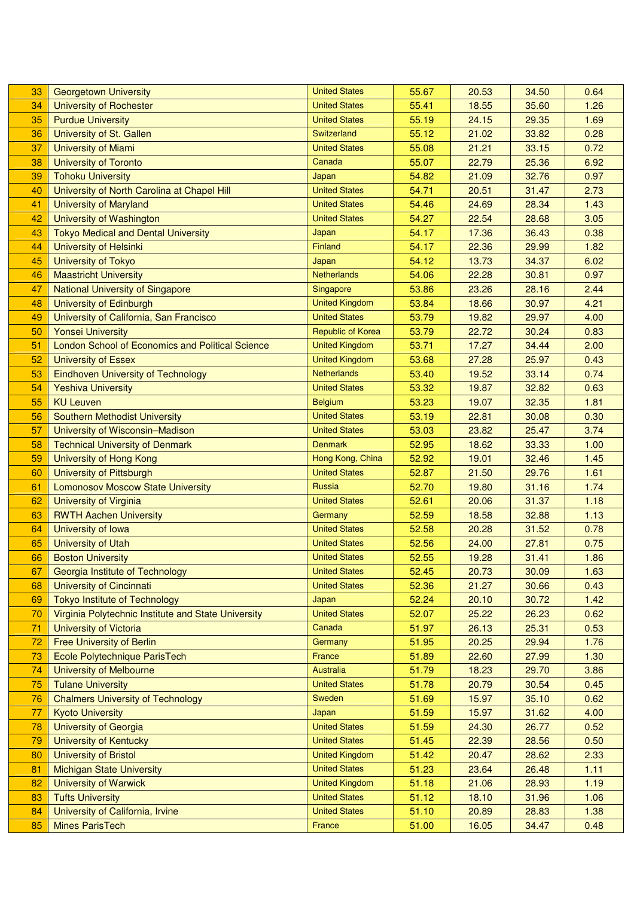| | | | | | | |
|---|---|---|---|---|---|---|
| 33 | Georgetown University | United States | 55.67 | 20.53 | 34.50 | 0.64 |
| 34 | University of Rochester | United States | 55.41 | 18.55 | 35.60 | 1.26 |
| 35 | Purdue University | United States | 55.19 | 24.15 | 29.35 | 1.69 |
| 36 | University of St. Gallen | Switzerland | 55.12 | 21.02 | 33.82 | 0.28 |
| 37 | University of Miami | United States | 55.08 | 21.21 | 33.15 | 0.72 |
| 38 | University of Toronto | Canada | 55.07 | 22.79 | 25.36 | 6.92 |
| 39 | Tohoku University | Japan | 54.82 | 21.09 | 32.76 | 0.97 |
| 40 | University of North Carolina at Chapel Hill | United States | 54.71 | 20.51 | 31.47 | 2.73 |
| 41 | University of Maryland | United States | 54.46 | 24.69 | 28.34 | 1.43 |
| 42 | University of Washington | United States | 54.27 | 22.54 | 28.68 | 3.05 |
| 43 | Tokyo Medical and Dental University | Japan | 54.17 | 17.36 | 36.43 | 0.38 |
| 44 | University of Helsinki | Finland | 54.17 | 22.36 | 29.99 | 1.82 |
| 45 | University of Tokyo | Japan | 54.12 | 13.73 | 34.37 | 6.02 |
| 46 | Maastricht University | Netherlands | 54.06 | 22.28 | 30.81 | 0.97 |
| 47 | National University of Singapore | Singapore | 53.86 | 23.26 | 28.16 | 2.44 |
| 48 | University of Edinburgh | United Kingdom | 53.84 | 18.66 | 30.97 | 4.21 |
| 49 | University of California, San Francisco | United States | 53.79 | 19.82 | 29.97 | 4.00 |
| 50 | Yonsei University | Republic of Korea | 53.79 | 22.72 | 30.24 | 0.83 |
| 51 | London School of Economics and Political Science | United Kingdom | 53.71 | 17.27 | 34.44 | 2.00 |
| 52 | University of Essex | United Kingdom | 53.68 | 27.28 | 25.97 | 0.43 |
| 53 | Eindhoven University of Technology | Netherlands | 53.40 | 19.52 | 33.14 | 0.74 |
| 54 | Yeshiva University | United States | 53.32 | 19.87 | 32.82 | 0.63 |
| 55 | KU Leuven | Belgium | 53.23 | 19.07 | 32.35 | 1.81 |
| 56 | Southern Methodist University | United States | 53.19 | 22.81 | 30.08 | 0.30 |
| 57 | University of Wisconsin–Madison | United States | 53.03 | 23.82 | 25.47 | 3.74 |
| 58 | Technical University of Denmark | Denmark | 52.95 | 18.62 | 33.33 | 1.00 |
| 59 | University of Hong Kong | Hong Kong, China | 52.92 | 19.01 | 32.46 | 1.45 |
| 60 | University of Pittsburgh | United States | 52.87 | 21.50 | 29.76 | 1.61 |
| 61 | Lomonosov Moscow State University | Russia | 52.70 | 19.80 | 31.16 | 1.74 |
| 62 | University of Virginia | United States | 52.61 | 20.06 | 31.37 | 1.18 |
| 63 | RWTH Aachen University | Germany | 52.59 | 18.58 | 32.88 | 1.13 |
| 64 | University of Iowa | United States | 52.58 | 20.28 | 31.52 | 0.78 |
| 65 | University of Utah | United States | 52.56 | 24.00 | 27.81 | 0.75 |
| 66 | Boston University | United States | 52.55 | 19.28 | 31.41 | 1.86 |
| 67 | Georgia Institute of Technology | United States | 52.45 | 20.73 | 30.09 | 1.63 |
| 68 | University of Cincinnati | United States | 52.36 | 21.27 | 30.66 | 0.43 |
| 69 | Tokyo Institute of Technology | Japan | 52.24 | 20.10 | 30.72 | 1.42 |
| 70 | Virginia Polytechnic Institute and State University | United States | 52.07 | 25.22 | 26.23 | 0.62 |
| 71 | University of Victoria | Canada | 51.97 | 26.13 | 25.31 | 0.53 |
| 72 | Free University of Berlin | Germany | 51.95 | 20.25 | 29.94 | 1.76 |
| 73 | Ecole Polytechnique ParisTech | France | 51.89 | 22.60 | 27.99 | 1.30 |
| 74 | University of Melbourne | Australia | 51.79 | 18.23 | 29.70 | 3.86 |
| 75 | Tulane University | United States | 51.78 | 20.79 | 30.54 | 0.45 |
| 76 | Chalmers University of Technology | Sweden | 51.69 | 15.97 | 35.10 | 0.62 |
| 77 | Kyoto University | Japan | 51.59 | 15.97 | 31.62 | 4.00 |
| 78 | University of Georgia | United States | 51.59 | 24.30 | 26.77 | 0.52 |
| 79 | University of Kentucky | United States | 51.45 | 22.39 | 28.56 | 0.50 |
| 80 | University of Bristol | United Kingdom | 51.42 | 20.47 | 28.62 | 2.33 |
| 81 | Michigan State University | United States | 51.23 | 23.64 | 26.48 | 1.11 |
| 82 | University of Warwick | United Kingdom | 51.18 | 21.06 | 28.93 | 1.19 |
| 83 | Tufts University | United States | 51.12 | 18.10 | 31.96 | 1.06 |
| 84 | University of California, Irvine | United States | 51.10 | 20.89 | 28.83 | 1.38 |
| 85 | Mines ParisTech | France | 51.00 | 16.05 | 34.47 | 0.48 |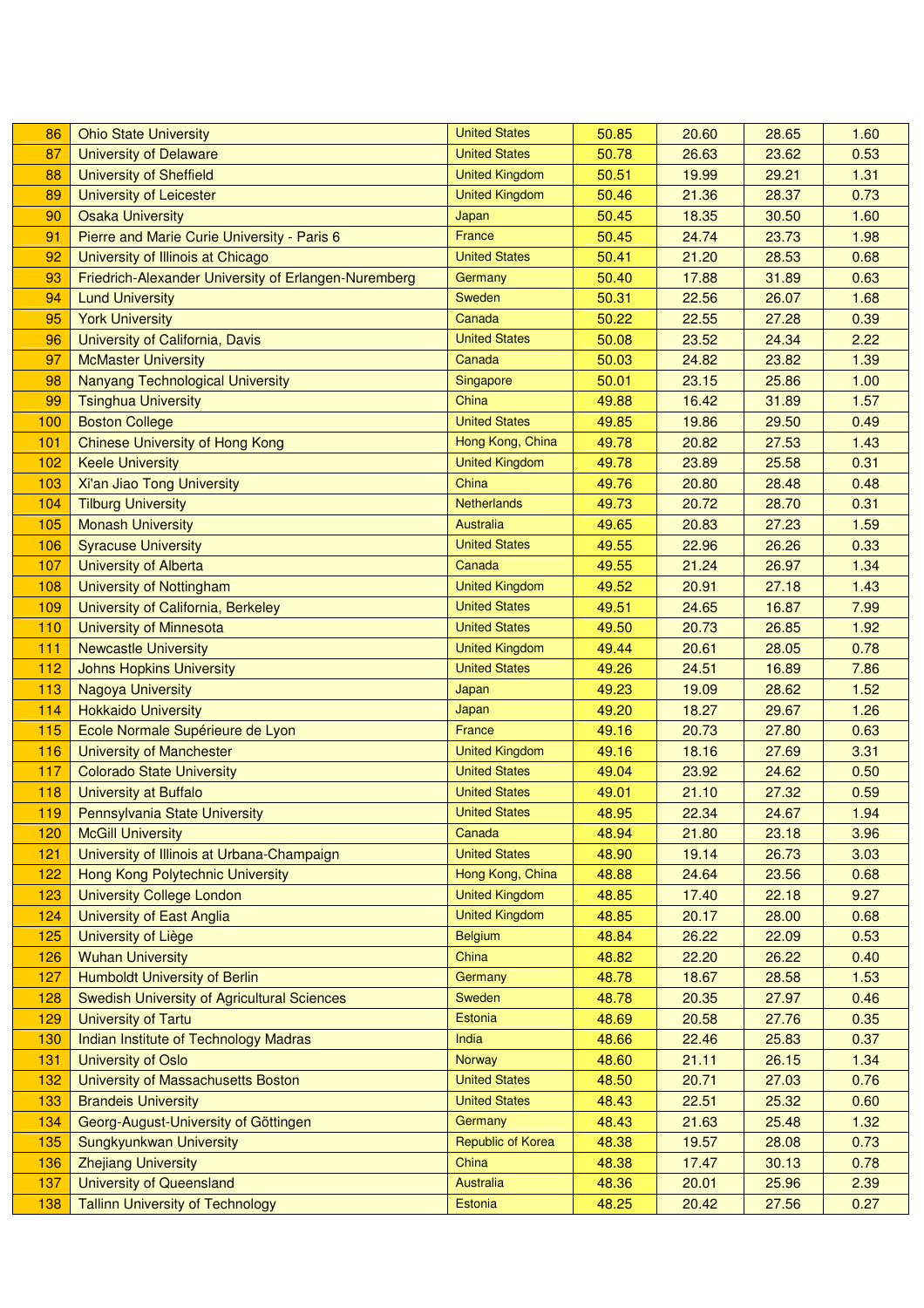|  |  |  |  |  |  |  |
|---|---|---|---|---|---|---|
| 86 | Ohio State University | United States | 50.85 | 20.60 | 28.65 | 1.60 |
| 87 | University of Delaware | United States | 50.78 | 26.63 | 23.62 | 0.53 |
| 88 | University of Sheffield | United Kingdom | 50.51 | 19.99 | 29.21 | 1.31 |
| 89 | University of Leicester | United Kingdom | 50.46 | 21.36 | 28.37 | 0.73 |
| 90 | Osaka University | Japan | 50.45 | 18.35 | 30.50 | 1.60 |
| 91 | Pierre and Marie Curie University - Paris 6 | France | 50.45 | 24.74 | 23.73 | 1.98 |
| 92 | University of Illinois at Chicago | United States | 50.41 | 21.20 | 28.53 | 0.68 |
| 93 | Friedrich-Alexander University of Erlangen-Nuremberg | Germany | 50.40 | 17.88 | 31.89 | 0.63 |
| 94 | Lund University | Sweden | 50.31 | 22.56 | 26.07 | 1.68 |
| 95 | York University | Canada | 50.22 | 22.55 | 27.28 | 0.39 |
| 96 | University of California, Davis | United States | 50.08 | 23.52 | 24.34 | 2.22 |
| 97 | McMaster University | Canada | 50.03 | 24.82 | 23.82 | 1.39 |
| 98 | Nanyang Technological University | Singapore | 50.01 | 23.15 | 25.86 | 1.00 |
| 99 | Tsinghua University | China | 49.88 | 16.42 | 31.89 | 1.57 |
| 100 | Boston College | United States | 49.85 | 19.86 | 29.50 | 0.49 |
| 101 | Chinese University of Hong Kong | Hong Kong, China | 49.78 | 20.82 | 27.53 | 1.43 |
| 102 | Keele University | United Kingdom | 49.78 | 23.89 | 25.58 | 0.31 |
| 103 | Xi'an Jiao Tong University | China | 49.76 | 20.80 | 28.48 | 0.48 |
| 104 | Tilburg University | Netherlands | 49.73 | 20.72 | 28.70 | 0.31 |
| 105 | Monash University | Australia | 49.65 | 20.83 | 27.23 | 1.59 |
| 106 | Syracuse University | United States | 49.55 | 22.96 | 26.26 | 0.33 |
| 107 | University of Alberta | Canada | 49.55 | 21.24 | 26.97 | 1.34 |
| 108 | University of Nottingham | United Kingdom | 49.52 | 20.91 | 27.18 | 1.43 |
| 109 | University of California, Berkeley | United States | 49.51 | 24.65 | 16.87 | 7.99 |
| 110 | University of Minnesota | United States | 49.50 | 20.73 | 26.85 | 1.92 |
| 111 | Newcastle University | United Kingdom | 49.44 | 20.61 | 28.05 | 0.78 |
| 112 | Johns Hopkins University | United States | 49.26 | 24.51 | 16.89 | 7.86 |
| 113 | Nagoya University | Japan | 49.23 | 19.09 | 28.62 | 1.52 |
| 114 | Hokkaido University | Japan | 49.20 | 18.27 | 29.67 | 1.26 |
| 115 | Ecole Normale Supérieure de Lyon | France | 49.16 | 20.73 | 27.80 | 0.63 |
| 116 | University of Manchester | United Kingdom | 49.16 | 18.16 | 27.69 | 3.31 |
| 117 | Colorado State University | United States | 49.04 | 23.92 | 24.62 | 0.50 |
| 118 | University at Buffalo | United States | 49.01 | 21.10 | 27.32 | 0.59 |
| 119 | Pennsylvania State University | United States | 48.95 | 22.34 | 24.67 | 1.94 |
| 120 | McGill University | Canada | 48.94 | 21.80 | 23.18 | 3.96 |
| 121 | University of Illinois at Urbana-Champaign | United States | 48.90 | 19.14 | 26.73 | 3.03 |
| 122 | Hong Kong Polytechnic University | Hong Kong, China | 48.88 | 24.64 | 23.56 | 0.68 |
| 123 | University College London | United Kingdom | 48.85 | 17.40 | 22.18 | 9.27 |
| 124 | University of East Anglia | United Kingdom | 48.85 | 20.17 | 28.00 | 0.68 |
| 125 | University of Liège | Belgium | 48.84 | 26.22 | 22.09 | 0.53 |
| 126 | Wuhan University | China | 48.82 | 22.20 | 26.22 | 0.40 |
| 127 | Humboldt University of Berlin | Germany | 48.78 | 18.67 | 28.58 | 1.53 |
| 128 | Swedish University of Agricultural Sciences | Sweden | 48.78 | 20.35 | 27.97 | 0.46 |
| 129 | University of Tartu | Estonia | 48.69 | 20.58 | 27.76 | 0.35 |
| 130 | Indian Institute of Technology Madras | India | 48.66 | 22.46 | 25.83 | 0.37 |
| 131 | University of Oslo | Norway | 48.60 | 21.11 | 26.15 | 1.34 |
| 132 | University of Massachusetts Boston | United States | 48.50 | 20.71 | 27.03 | 0.76 |
| 133 | Brandeis University | United States | 48.43 | 22.51 | 25.32 | 0.60 |
| 134 | Georg-August-University of Göttingen | Germany | 48.43 | 21.63 | 25.48 | 1.32 |
| 135 | Sungkyunkwan University | Republic of Korea | 48.38 | 19.57 | 28.08 | 0.73 |
| 136 | Zhejiang University | China | 48.38 | 17.47 | 30.13 | 0.78 |
| 137 | University of Queensland | Australia | 48.36 | 20.01 | 25.96 | 2.39 |
| 138 | Tallinn University of Technology | Estonia | 48.25 | 20.42 | 27.56 | 0.27 |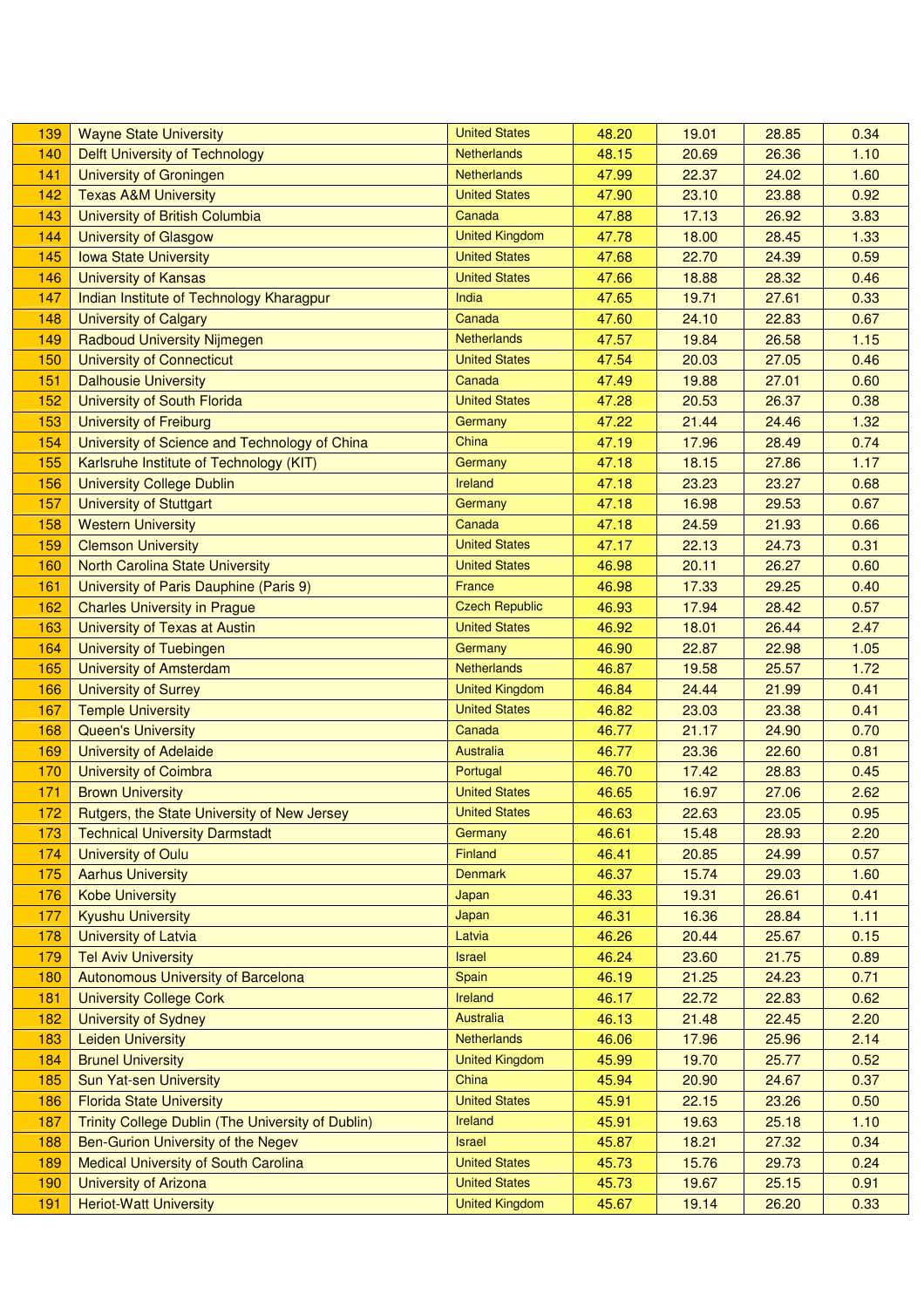| | | | | | | |
|---|---|---|---|---|---|---|
| 139 | Wayne State University | United States | 48.20 | 19.01 | 28.85 | 0.34 |
| 140 | Delft University of Technology | Netherlands | 48.15 | 20.69 | 26.36 | 1.10 |
| 141 | University of Groningen | Netherlands | 47.99 | 22.37 | 24.02 | 1.60 |
| 142 | Texas A&M University | United States | 47.90 | 23.10 | 23.88 | 0.92 |
| 143 | University of British Columbia | Canada | 47.88 | 17.13 | 26.92 | 3.83 |
| 144 | University of Glasgow | United Kingdom | 47.78 | 18.00 | 28.45 | 1.33 |
| 145 | Iowa State University | United States | 47.68 | 22.70 | 24.39 | 0.59 |
| 146 | University of Kansas | United States | 47.66 | 18.88 | 28.32 | 0.46 |
| 147 | Indian Institute of Technology Kharagpur | India | 47.65 | 19.71 | 27.61 | 0.33 |
| 148 | University of Calgary | Canada | 47.60 | 24.10 | 22.83 | 0.67 |
| 149 | Radboud University Nijmegen | Netherlands | 47.57 | 19.84 | 26.58 | 1.15 |
| 150 | University of Connecticut | United States | 47.54 | 20.03 | 27.05 | 0.46 |
| 151 | Dalhousie University | Canada | 47.49 | 19.88 | 27.01 | 0.60 |
| 152 | University of South Florida | United States | 47.28 | 20.53 | 26.37 | 0.38 |
| 153 | University of Freiburg | Germany | 47.22 | 21.44 | 24.46 | 1.32 |
| 154 | University of Science and Technology of China | China | 47.19 | 17.96 | 28.49 | 0.74 |
| 155 | Karlsruhe Institute of Technology (KIT) | Germany | 47.18 | 18.15 | 27.86 | 1.17 |
| 156 | University College Dublin | Ireland | 47.18 | 23.23 | 23.27 | 0.68 |
| 157 | University of Stuttgart | Germany | 47.18 | 16.98 | 29.53 | 0.67 |
| 158 | Western University | Canada | 47.18 | 24.59 | 21.93 | 0.66 |
| 159 | Clemson University | United States | 47.17 | 22.13 | 24.73 | 0.31 |
| 160 | North Carolina State University | United States | 46.98 | 20.11 | 26.27 | 0.60 |
| 161 | University of Paris Dauphine (Paris 9) | France | 46.98 | 17.33 | 29.25 | 0.40 |
| 162 | Charles University in Prague | Czech Republic | 46.93 | 17.94 | 28.42 | 0.57 |
| 163 | University of Texas at Austin | United States | 46.92 | 18.01 | 26.44 | 2.47 |
| 164 | University of Tuebingen | Germany | 46.90 | 22.87 | 22.98 | 1.05 |
| 165 | University of Amsterdam | Netherlands | 46.87 | 19.58 | 25.57 | 1.72 |
| 166 | University of Surrey | United Kingdom | 46.84 | 24.44 | 21.99 | 0.41 |
| 167 | Temple University | United States | 46.82 | 23.03 | 23.38 | 0.41 |
| 168 | Queen's University | Canada | 46.77 | 21.17 | 24.90 | 0.70 |
| 169 | University of Adelaide | Australia | 46.77 | 23.36 | 22.60 | 0.81 |
| 170 | University of Coimbra | Portugal | 46.70 | 17.42 | 28.83 | 0.45 |
| 171 | Brown University | United States | 46.65 | 16.97 | 27.06 | 2.62 |
| 172 | Rutgers, the State University of New Jersey | United States | 46.63 | 22.63 | 23.05 | 0.95 |
| 173 | Technical University Darmstadt | Germany | 46.61 | 15.48 | 28.93 | 2.20 |
| 174 | University of Oulu | Finland | 46.41 | 20.85 | 24.99 | 0.57 |
| 175 | Aarhus University | Denmark | 46.37 | 15.74 | 29.03 | 1.60 |
| 176 | Kobe University | Japan | 46.33 | 19.31 | 26.61 | 0.41 |
| 177 | Kyushu University | Japan | 46.31 | 16.36 | 28.84 | 1.11 |
| 178 | University of Latvia | Latvia | 46.26 | 20.44 | 25.67 | 0.15 |
| 179 | Tel Aviv University | Israel | 46.24 | 23.60 | 21.75 | 0.89 |
| 180 | Autonomous University of Barcelona | Spain | 46.19 | 21.25 | 24.23 | 0.71 |
| 181 | University College Cork | Ireland | 46.17 | 22.72 | 22.83 | 0.62 |
| 182 | University of Sydney | Australia | 46.13 | 21.48 | 22.45 | 2.20 |
| 183 | Leiden University | Netherlands | 46.06 | 17.96 | 25.96 | 2.14 |
| 184 | Brunel University | United Kingdom | 45.99 | 19.70 | 25.77 | 0.52 |
| 185 | Sun Yat-sen University | China | 45.94 | 20.90 | 24.67 | 0.37 |
| 186 | Florida State University | United States | 45.91 | 22.15 | 23.26 | 0.50 |
| 187 | Trinity College Dublin (The University of Dublin) | Ireland | 45.91 | 19.63 | 25.18 | 1.10 |
| 188 | Ben-Gurion University of the Negev | Israel | 45.87 | 18.21 | 27.32 | 0.34 |
| 189 | Medical University of South Carolina | United States | 45.73 | 15.76 | 29.73 | 0.24 |
| 190 | University of Arizona | United States | 45.73 | 19.67 | 25.15 | 0.91 |
| 191 | Heriot-Watt University | United Kingdom | 45.67 | 19.14 | 26.20 | 0.33 |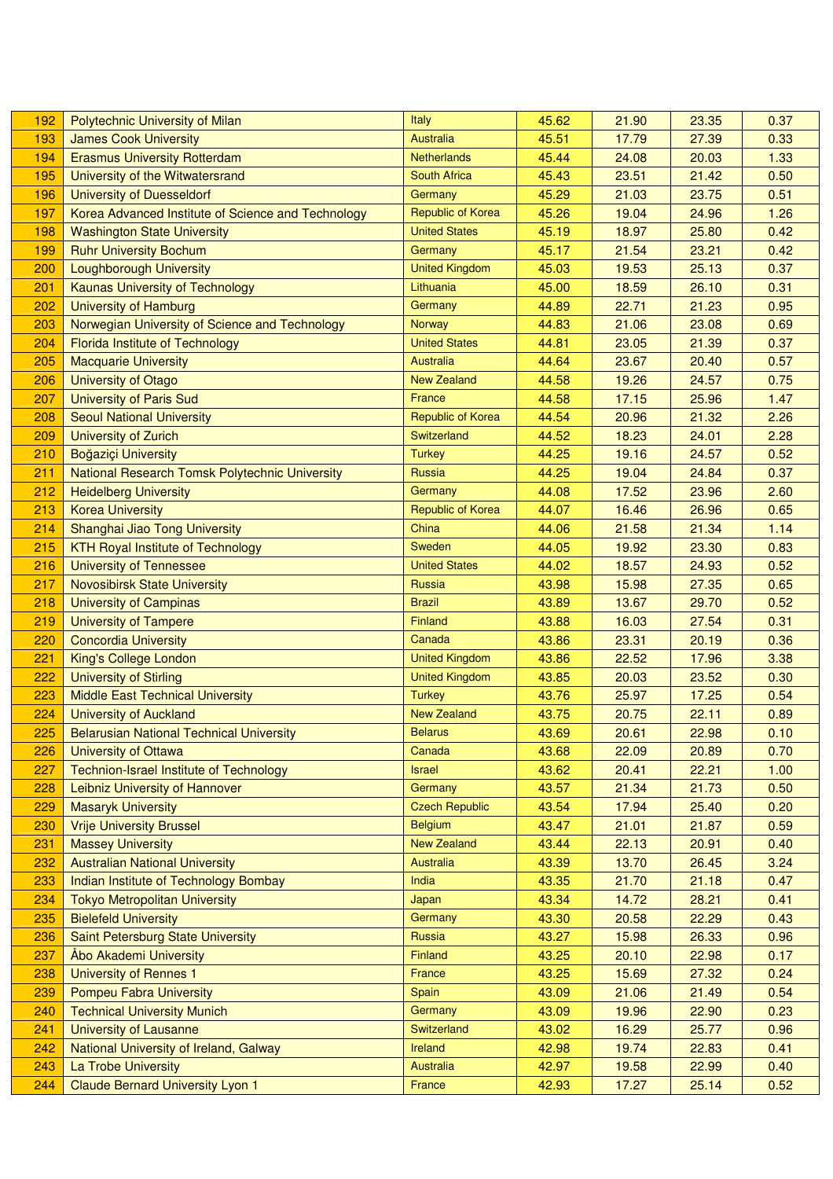| 192 | Polytechnic University of Milan | Italy | 45.62 | 21.90 | 23.35 | 0.37 |
|---|---|---|---|---|---|---|
| 193 | James Cook University | Australia | 45.51 | 17.79 | 27.39 | 0.33 |
| 194 | Erasmus University Rotterdam | Netherlands | 45.44 | 24.08 | 20.03 | 1.33 |
| 195 | University of the Witwatersrand | South Africa | 45.43 | 23.51 | 21.42 | 0.50 |
| 196 | University of Duesseldorf | Germany | 45.29 | 21.03 | 23.75 | 0.51 |
| 197 | Korea Advanced Institute of Science and Technology | Republic of Korea | 45.26 | 19.04 | 24.96 | 1.26 |
| 198 | Washington State University | United States | 45.19 | 18.97 | 25.80 | 0.42 |
| 199 | Ruhr University Bochum | Germany | 45.17 | 21.54 | 23.21 | 0.42 |
| 200 | Loughborough University | United Kingdom | 45.03 | 19.53 | 25.13 | 0.37 |
| 201 | Kaunas University of Technology | Lithuania | 45.00 | 18.59 | 26.10 | 0.31 |
| 202 | University of Hamburg | Germany | 44.89 | 22.71 | 21.23 | 0.95 |
| 203 | Norwegian University of Science and Technology | Norway | 44.83 | 21.06 | 23.08 | 0.69 |
| 204 | Florida Institute of Technology | United States | 44.81 | 23.05 | 21.39 | 0.37 |
| 205 | Macquarie University | Australia | 44.64 | 23.67 | 20.40 | 0.57 |
| 206 | University of Otago | New Zealand | 44.58 | 19.26 | 24.57 | 0.75 |
| 207 | University of Paris Sud | France | 44.58 | 17.15 | 25.96 | 1.47 |
| 208 | Seoul National University | Republic of Korea | 44.54 | 20.96 | 21.32 | 2.26 |
| 209 | University of Zurich | Switzerland | 44.52 | 18.23 | 24.01 | 2.28 |
| 210 | Boğaziçi University | Turkey | 44.25 | 19.16 | 24.57 | 0.52 |
| 211 | National Research Tomsk Polytechnic University | Russia | 44.25 | 19.04 | 24.84 | 0.37 |
| 212 | Heidelberg University | Germany | 44.08 | 17.52 | 23.96 | 2.60 |
| 213 | Korea University | Republic of Korea | 44.07 | 16.46 | 26.96 | 0.65 |
| 214 | Shanghai Jiao Tong University | China | 44.06 | 21.58 | 21.34 | 1.14 |
| 215 | KTH Royal Institute of Technology | Sweden | 44.05 | 19.92 | 23.30 | 0.83 |
| 216 | University of Tennessee | United States | 44.02 | 18.57 | 24.93 | 0.52 |
| 217 | Novosibirsk State University | Russia | 43.98 | 15.98 | 27.35 | 0.65 |
| 218 | University of Campinas | Brazil | 43.89 | 13.67 | 29.70 | 0.52 |
| 219 | University of Tampere | Finland | 43.88 | 16.03 | 27.54 | 0.31 |
| 220 | Concordia University | Canada | 43.86 | 23.31 | 20.19 | 0.36 |
| 221 | King's College London | United Kingdom | 43.86 | 22.52 | 17.96 | 3.38 |
| 222 | University of Stirling | United Kingdom | 43.85 | 20.03 | 23.52 | 0.30 |
| 223 | Middle East Technical University | Turkey | 43.76 | 25.97 | 17.25 | 0.54 |
| 224 | University of Auckland | New Zealand | 43.75 | 20.75 | 22.11 | 0.89 |
| 225 | Belarusian National Technical University | Belarus | 43.69 | 20.61 | 22.98 | 0.10 |
| 226 | University of Ottawa | Canada | 43.68 | 22.09 | 20.89 | 0.70 |
| 227 | Technion-Israel Institute of Technology | Israel | 43.62 | 20.41 | 22.21 | 1.00 |
| 228 | Leibniz University of Hannover | Germany | 43.57 | 21.34 | 21.73 | 0.50 |
| 229 | Masaryk University | Czech Republic | 43.54 | 17.94 | 25.40 | 0.20 |
| 230 | Vrije University Brussel | Belgium | 43.47 | 21.01 | 21.87 | 0.59 |
| 231 | Massey University | New Zealand | 43.44 | 22.13 | 20.91 | 0.40 |
| 232 | Australian National University | Australia | 43.39 | 13.70 | 26.45 | 3.24 |
| 233 | Indian Institute of Technology Bombay | India | 43.35 | 21.70 | 21.18 | 0.47 |
| 234 | Tokyo Metropolitan University | Japan | 43.34 | 14.72 | 28.21 | 0.41 |
| 235 | Bielefeld University | Germany | 43.30 | 20.58 | 22.29 | 0.43 |
| 236 | Saint Petersburg State University | Russia | 43.27 | 15.98 | 26.33 | 0.96 |
| 237 | Åbo Akademi University | Finland | 43.25 | 20.10 | 22.98 | 0.17 |
| 238 | University of Rennes 1 | France | 43.25 | 15.69 | 27.32 | 0.24 |
| 239 | Pompeu Fabra University | Spain | 43.09 | 21.06 | 21.49 | 0.54 |
| 240 | Technical University Munich | Germany | 43.09 | 19.96 | 22.90 | 0.23 |
| 241 | University of Lausanne | Switzerland | 43.02 | 16.29 | 25.77 | 0.96 |
| 242 | National University of Ireland, Galway | Ireland | 42.98 | 19.74 | 22.83 | 0.41 |
| 243 | La Trobe University | Australia | 42.97 | 19.58 | 22.99 | 0.40 |
| 244 | Claude Bernard University Lyon 1 | France | 42.93 | 17.27 | 25.14 | 0.52 |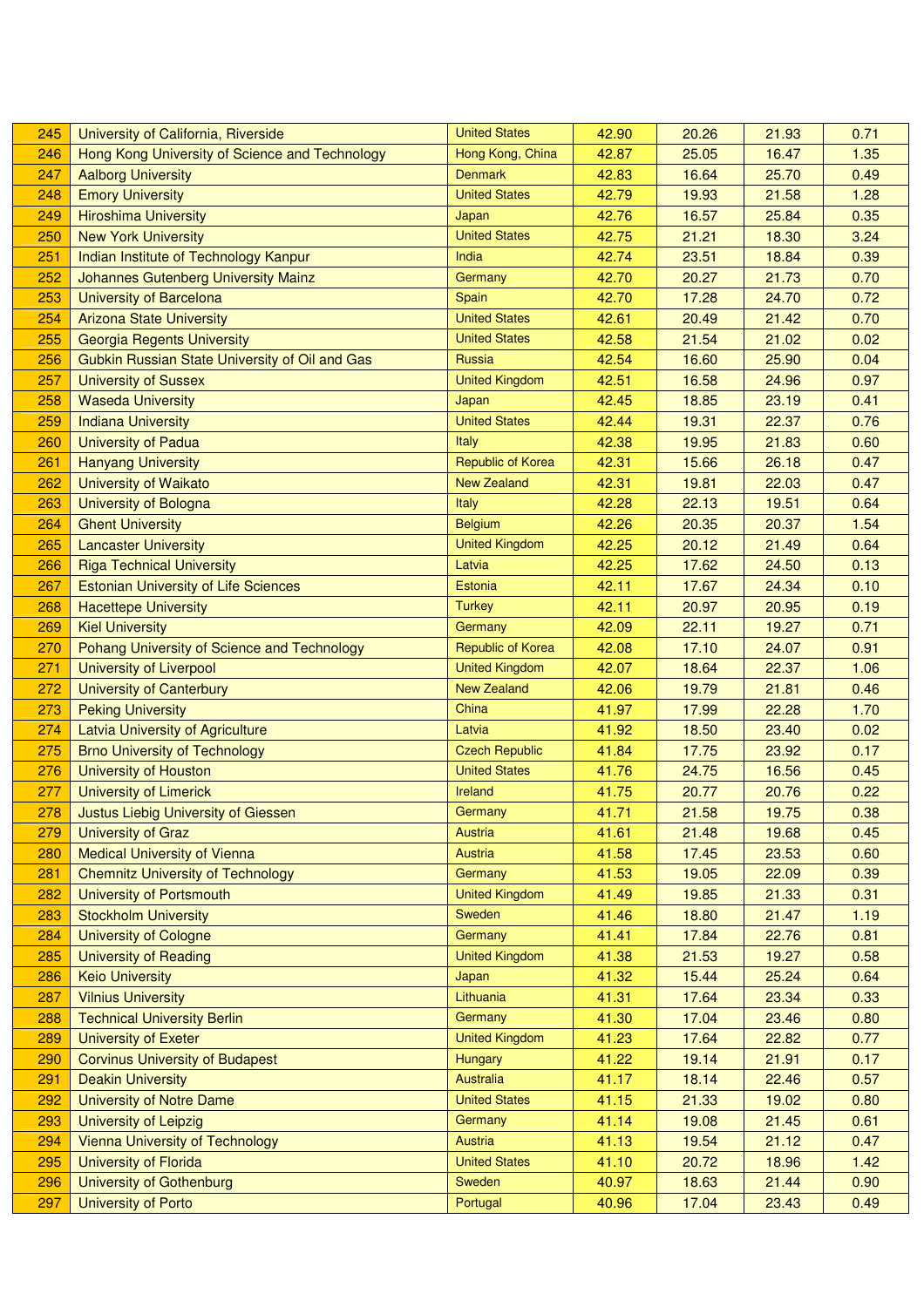| | | | | | | |
|---|---|---|---|---|---|---|
| 245 | University of California, Riverside | United States | 42.90 | 20.26 | 21.93 | 0.71 |
| 246 | Hong Kong University of Science and Technology | Hong Kong, China | 42.87 | 25.05 | 16.47 | 1.35 |
| 247 | Aalborg University | Denmark | 42.83 | 16.64 | 25.70 | 0.49 |
| 248 | Emory University | United States | 42.79 | 19.93 | 21.58 | 1.28 |
| 249 | Hiroshima University | Japan | 42.76 | 16.57 | 25.84 | 0.35 |
| 250 | New York University | United States | 42.75 | 21.21 | 18.30 | 3.24 |
| 251 | Indian Institute of Technology Kanpur | India | 42.74 | 23.51 | 18.84 | 0.39 |
| 252 | Johannes Gutenberg University Mainz | Germany | 42.70 | 20.27 | 21.73 | 0.70 |
| 253 | University of Barcelona | Spain | 42.70 | 17.28 | 24.70 | 0.72 |
| 254 | Arizona State University | United States | 42.61 | 20.49 | 21.42 | 0.70 |
| 255 | Georgia Regents University | United States | 42.58 | 21.54 | 21.02 | 0.02 |
| 256 | Gubkin Russian State University of Oil and Gas | Russia | 42.54 | 16.60 | 25.90 | 0.04 |
| 257 | University of Sussex | United Kingdom | 42.51 | 16.58 | 24.96 | 0.97 |
| 258 | Waseda University | Japan | 42.45 | 18.85 | 23.19 | 0.41 |
| 259 | Indiana University | United States | 42.44 | 19.31 | 22.37 | 0.76 |
| 260 | University of Padua | Italy | 42.38 | 19.95 | 21.83 | 0.60 |
| 261 | Hanyang University | Republic of Korea | 42.31 | 15.66 | 26.18 | 0.47 |
| 262 | University of Waikato | New Zealand | 42.31 | 19.81 | 22.03 | 0.47 |
| 263 | University of Bologna | Italy | 42.28 | 22.13 | 19.51 | 0.64 |
| 264 | Ghent University | Belgium | 42.26 | 20.35 | 20.37 | 1.54 |
| 265 | Lancaster University | United Kingdom | 42.25 | 20.12 | 21.49 | 0.64 |
| 266 | Riga Technical University | Latvia | 42.25 | 17.62 | 24.50 | 0.13 |
| 267 | Estonian University of Life Sciences | Estonia | 42.11 | 17.67 | 24.34 | 0.10 |
| 268 | Hacettepe University | Turkey | 42.11 | 20.97 | 20.95 | 0.19 |
| 269 | Kiel University | Germany | 42.09 | 22.11 | 19.27 | 0.71 |
| 270 | Pohang University of Science and Technology | Republic of Korea | 42.08 | 17.10 | 24.07 | 0.91 |
| 271 | University of Liverpool | United Kingdom | 42.07 | 18.64 | 22.37 | 1.06 |
| 272 | University of Canterbury | New Zealand | 42.06 | 19.79 | 21.81 | 0.46 |
| 273 | Peking University | China | 41.97 | 17.99 | 22.28 | 1.70 |
| 274 | Latvia University of Agriculture | Latvia | 41.92 | 18.50 | 23.40 | 0.02 |
| 275 | Brno University of Technology | Czech Republic | 41.84 | 17.75 | 23.92 | 0.17 |
| 276 | University of Houston | United States | 41.76 | 24.75 | 16.56 | 0.45 |
| 277 | University of Limerick | Ireland | 41.75 | 20.77 | 20.76 | 0.22 |
| 278 | Justus Liebig University of Giessen | Germany | 41.71 | 21.58 | 19.75 | 0.38 |
| 279 | University of Graz | Austria | 41.61 | 21.48 | 19.68 | 0.45 |
| 280 | Medical University of Vienna | Austria | 41.58 | 17.45 | 23.53 | 0.60 |
| 281 | Chemnitz University of Technology | Germany | 41.53 | 19.05 | 22.09 | 0.39 |
| 282 | University of Portsmouth | United Kingdom | 41.49 | 19.85 | 21.33 | 0.31 |
| 283 | Stockholm University | Sweden | 41.46 | 18.80 | 21.47 | 1.19 |
| 284 | University of Cologne | Germany | 41.41 | 17.84 | 22.76 | 0.81 |
| 285 | University of Reading | United Kingdom | 41.38 | 21.53 | 19.27 | 0.58 |
| 286 | Keio University | Japan | 41.32 | 15.44 | 25.24 | 0.64 |
| 287 | Vilnius University | Lithuania | 41.31 | 17.64 | 23.34 | 0.33 |
| 288 | Technical University Berlin | Germany | 41.30 | 17.04 | 23.46 | 0.80 |
| 289 | University of Exeter | United Kingdom | 41.23 | 17.64 | 22.82 | 0.77 |
| 290 | Corvinus University of Budapest | Hungary | 41.22 | 19.14 | 21.91 | 0.17 |
| 291 | Deakin University | Australia | 41.17 | 18.14 | 22.46 | 0.57 |
| 292 | University of Notre Dame | United States | 41.15 | 21.33 | 19.02 | 0.80 |
| 293 | University of Leipzig | Germany | 41.14 | 19.08 | 21.45 | 0.61 |
| 294 | Vienna University of Technology | Austria | 41.13 | 19.54 | 21.12 | 0.47 |
| 295 | University of Florida | United States | 41.10 | 20.72 | 18.96 | 1.42 |
| 296 | University of Gothenburg | Sweden | 40.97 | 18.63 | 21.44 | 0.90 |
| 297 | University of Porto | Portugal | 40.96 | 17.04 | 23.43 | 0.49 |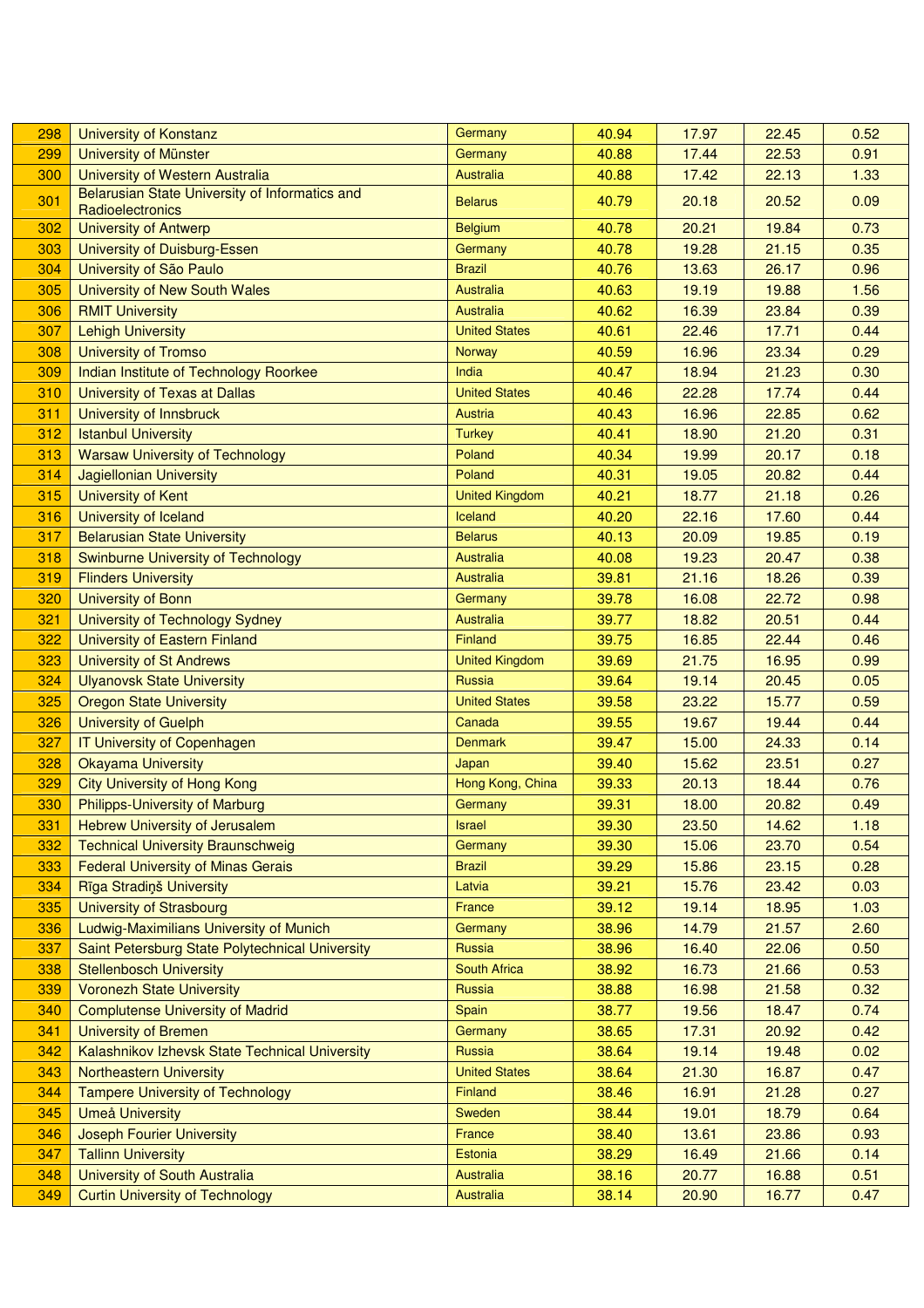| 298 | University of Konstanz | Germany | 40.94 | 17.97 | 22.45 | 0.52 |
|---|---|---|---|---|---|---|
| 299 | University of Münster | Germany | 40.88 | 17.44 | 22.53 | 0.91 |
| 300 | University of Western Australia | Australia | 40.88 | 17.42 | 22.13 | 1.33 |
| 301 | Belarusian State University of Informatics and Radioelectronics | Belarus | 40.79 | 20.18 | 20.52 | 0.09 |
| 302 | University of Antwerp | Belgium | 40.78 | 20.21 | 19.84 | 0.73 |
| 303 | University of Duisburg-Essen | Germany | 40.78 | 19.28 | 21.15 | 0.35 |
| 304 | University of São Paulo | Brazil | 40.76 | 13.63 | 26.17 | 0.96 |
| 305 | University of New South Wales | Australia | 40.63 | 19.19 | 19.88 | 1.56 |
| 306 | RMIT University | Australia | 40.62 | 16.39 | 23.84 | 0.39 |
| 307 | Lehigh University | United States | 40.61 | 22.46 | 17.71 | 0.44 |
| 308 | University of Tromso | Norway | 40.59 | 16.96 | 23.34 | 0.29 |
| 309 | Indian Institute of Technology Roorkee | India | 40.47 | 18.94 | 21.23 | 0.30 |
| 310 | University of Texas at Dallas | United States | 40.46 | 22.28 | 17.74 | 0.44 |
| 311 | University of Innsbruck | Austria | 40.43 | 16.96 | 22.85 | 0.62 |
| 312 | Istanbul University | Turkey | 40.41 | 18.90 | 21.20 | 0.31 |
| 313 | Warsaw University of Technology | Poland | 40.34 | 19.99 | 20.17 | 0.18 |
| 314 | Jagiellonian University | Poland | 40.31 | 19.05 | 20.82 | 0.44 |
| 315 | University of Kent | United Kingdom | 40.21 | 18.77 | 21.18 | 0.26 |
| 316 | University of Iceland | Iceland | 40.20 | 22.16 | 17.60 | 0.44 |
| 317 | Belarusian State University | Belarus | 40.13 | 20.09 | 19.85 | 0.19 |
| 318 | Swinburne University of Technology | Australia | 40.08 | 19.23 | 20.47 | 0.38 |
| 319 | Flinders University | Australia | 39.81 | 21.16 | 18.26 | 0.39 |
| 320 | University of Bonn | Germany | 39.78 | 16.08 | 22.72 | 0.98 |
| 321 | University of Technology Sydney | Australia | 39.77 | 18.82 | 20.51 | 0.44 |
| 322 | University of Eastern Finland | Finland | 39.75 | 16.85 | 22.44 | 0.46 |
| 323 | University of St Andrews | United Kingdom | 39.69 | 21.75 | 16.95 | 0.99 |
| 324 | Ulyanovsk State University | Russia | 39.64 | 19.14 | 20.45 | 0.05 |
| 325 | Oregon State University | United States | 39.58 | 23.22 | 15.77 | 0.59 |
| 326 | University of Guelph | Canada | 39.55 | 19.67 | 19.44 | 0.44 |
| 327 | IT University of Copenhagen | Denmark | 39.47 | 15.00 | 24.33 | 0.14 |
| 328 | Okayama University | Japan | 39.40 | 15.62 | 23.51 | 0.27 |
| 329 | City University of Hong Kong | Hong Kong, China | 39.33 | 20.13 | 18.44 | 0.76 |
| 330 | Philipps-University of Marburg | Germany | 39.31 | 18.00 | 20.82 | 0.49 |
| 331 | Hebrew University of Jerusalem | Israel | 39.30 | 23.50 | 14.62 | 1.18 |
| 332 | Technical University Braunschweig | Germany | 39.30 | 15.06 | 23.70 | 0.54 |
| 333 | Federal University of Minas Gerais | Brazil | 39.29 | 15.86 | 23.15 | 0.28 |
| 334 | Rīga Stradiņš University | Latvia | 39.21 | 15.76 | 23.42 | 0.03 |
| 335 | University of Strasbourg | France | 39.12 | 19.14 | 18.95 | 1.03 |
| 336 | Ludwig-Maximilians University of Munich | Germany | 38.96 | 14.79 | 21.57 | 2.60 |
| 337 | Saint Petersburg State Polytechnical University | Russia | 38.96 | 16.40 | 22.06 | 0.50 |
| 338 | Stellenbosch University | South Africa | 38.92 | 16.73 | 21.66 | 0.53 |
| 339 | Voronezh State University | Russia | 38.88 | 16.98 | 21.58 | 0.32 |
| 340 | Complutense University of Madrid | Spain | 38.77 | 19.56 | 18.47 | 0.74 |
| 341 | University of Bremen | Germany | 38.65 | 17.31 | 20.92 | 0.42 |
| 342 | Kalashnikov Izhevsk State Technical University | Russia | 38.64 | 19.14 | 19.48 | 0.02 |
| 343 | Northeastern University | United States | 38.64 | 21.30 | 16.87 | 0.47 |
| 344 | Tampere University of Technology | Finland | 38.46 | 16.91 | 21.28 | 0.27 |
| 345 | Umeå University | Sweden | 38.44 | 19.01 | 18.79 | 0.64 |
| 346 | Joseph Fourier University | France | 38.40 | 13.61 | 23.86 | 0.93 |
| 347 | Tallinn University | Estonia | 38.29 | 16.49 | 21.66 | 0.14 |
| 348 | University of South Australia | Australia | 38.16 | 20.77 | 16.88 | 0.51 |
| 349 | Curtin University of Technology | Australia | 38.14 | 20.90 | 16.77 | 0.47 |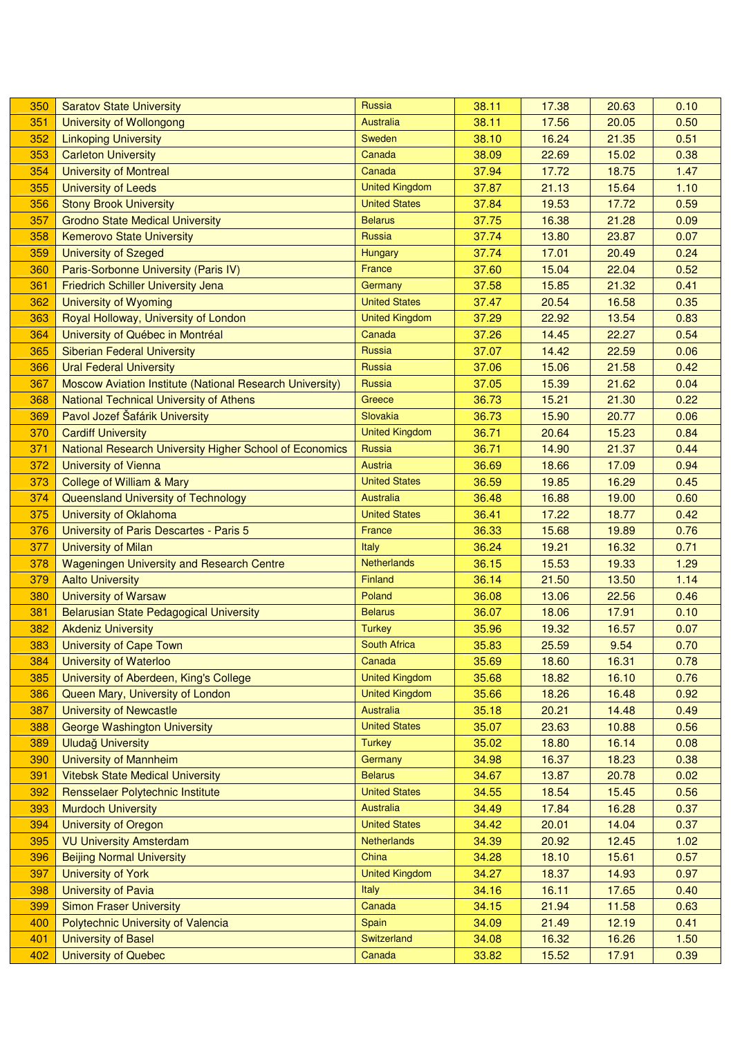| | | | | | | |
|---|---|---|---|---|---|---|
| 350 | Saratov State University | Russia | 38.11 | 17.38 | 20.63 | 0.10 |
| 351 | University of Wollongong | Australia | 38.11 | 17.56 | 20.05 | 0.50 |
| 352 | Linkoping University | Sweden | 38.10 | 16.24 | 21.35 | 0.51 |
| 353 | Carleton University | Canada | 38.09 | 22.69 | 15.02 | 0.38 |
| 354 | University of Montreal | Canada | 37.94 | 17.72 | 18.75 | 1.47 |
| 355 | University of Leeds | United Kingdom | 37.87 | 21.13 | 15.64 | 1.10 |
| 356 | Stony Brook University | United States | 37.84 | 19.53 | 17.72 | 0.59 |
| 357 | Grodno State Medical University | Belarus | 37.75 | 16.38 | 21.28 | 0.09 |
| 358 | Kemerovo State University | Russia | 37.74 | 13.80 | 23.87 | 0.07 |
| 359 | University of Szeged | Hungary | 37.74 | 17.01 | 20.49 | 0.24 |
| 360 | Paris-Sorbonne University (Paris IV) | France | 37.60 | 15.04 | 22.04 | 0.52 |
| 361 | Friedrich Schiller University Jena | Germany | 37.58 | 15.85 | 21.32 | 0.41 |
| 362 | University of Wyoming | United States | 37.47 | 20.54 | 16.58 | 0.35 |
| 363 | Royal Holloway, University of London | United Kingdom | 37.29 | 22.92 | 13.54 | 0.83 |
| 364 | University of Québec in Montréal | Canada | 37.26 | 14.45 | 22.27 | 0.54 |
| 365 | Siberian Federal University | Russia | 37.07 | 14.42 | 22.59 | 0.06 |
| 366 | Ural Federal University | Russia | 37.06 | 15.06 | 21.58 | 0.42 |
| 367 | Moscow Aviation Institute (National Research University) | Russia | 37.05 | 15.39 | 21.62 | 0.04 |
| 368 | National Technical University of Athens | Greece | 36.73 | 15.21 | 21.30 | 0.22 |
| 369 | Pavol Jozef Šafárik University | Slovakia | 36.73 | 15.90 | 20.77 | 0.06 |
| 370 | Cardiff University | United Kingdom | 36.71 | 20.64 | 15.23 | 0.84 |
| 371 | National Research University Higher School of Economics | Russia | 36.71 | 14.90 | 21.37 | 0.44 |
| 372 | University of Vienna | Austria | 36.69 | 18.66 | 17.09 | 0.94 |
| 373 | College of William & Mary | United States | 36.59 | 19.85 | 16.29 | 0.45 |
| 374 | Queensland University of Technology | Australia | 36.48 | 16.88 | 19.00 | 0.60 |
| 375 | University of Oklahoma | United States | 36.41 | 17.22 | 18.77 | 0.42 |
| 376 | University of Paris Descartes - Paris 5 | France | 36.33 | 15.68 | 19.89 | 0.76 |
| 377 | University of Milan | Italy | 36.24 | 19.21 | 16.32 | 0.71 |
| 378 | Wageningen University and Research Centre | Netherlands | 36.15 | 15.53 | 19.33 | 1.29 |
| 379 | Aalto University | Finland | 36.14 | 21.50 | 13.50 | 1.14 |
| 380 | University of Warsaw | Poland | 36.08 | 13.06 | 22.56 | 0.46 |
| 381 | Belarusian State Pedagogical University | Belarus | 36.07 | 18.06 | 17.91 | 0.10 |
| 382 | Akdeniz University | Turkey | 35.96 | 19.32 | 16.57 | 0.07 |
| 383 | University of Cape Town | South Africa | 35.83 | 25.59 | 9.54 | 0.70 |
| 384 | University of Waterloo | Canada | 35.69 | 18.60 | 16.31 | 0.78 |
| 385 | University of Aberdeen, King's College | United Kingdom | 35.68 | 18.82 | 16.10 | 0.76 |
| 386 | Queen Mary, University of London | United Kingdom | 35.66 | 18.26 | 16.48 | 0.92 |
| 387 | University of Newcastle | Australia | 35.18 | 20.21 | 14.48 | 0.49 |
| 388 | George Washington University | United States | 35.07 | 23.63 | 10.88 | 0.56 |
| 389 | Uludağ University | Turkey | 35.02 | 18.80 | 16.14 | 0.08 |
| 390 | University of Mannheim | Germany | 34.98 | 16.37 | 18.23 | 0.38 |
| 391 | Vitebsk State Medical University | Belarus | 34.67 | 13.87 | 20.78 | 0.02 |
| 392 | Rensselaer Polytechnic Institute | United States | 34.55 | 18.54 | 15.45 | 0.56 |
| 393 | Murdoch University | Australia | 34.49 | 17.84 | 16.28 | 0.37 |
| 394 | University of Oregon | United States | 34.42 | 20.01 | 14.04 | 0.37 |
| 395 | VU University Amsterdam | Netherlands | 34.39 | 20.92 | 12.45 | 1.02 |
| 396 | Beijing Normal University | China | 34.28 | 18.10 | 15.61 | 0.57 |
| 397 | University of York | United Kingdom | 34.27 | 18.37 | 14.93 | 0.97 |
| 398 | University of Pavia | Italy | 34.16 | 16.11 | 17.65 | 0.40 |
| 399 | Simon Fraser University | Canada | 34.15 | 21.94 | 11.58 | 0.63 |
| 400 | Polytechnic University of Valencia | Spain | 34.09 | 21.49 | 12.19 | 0.41 |
| 401 | University of Basel | Switzerland | 34.08 | 16.32 | 16.26 | 1.50 |
| 402 | University of Quebec | Canada | 33.82 | 15.52 | 17.91 | 0.39 |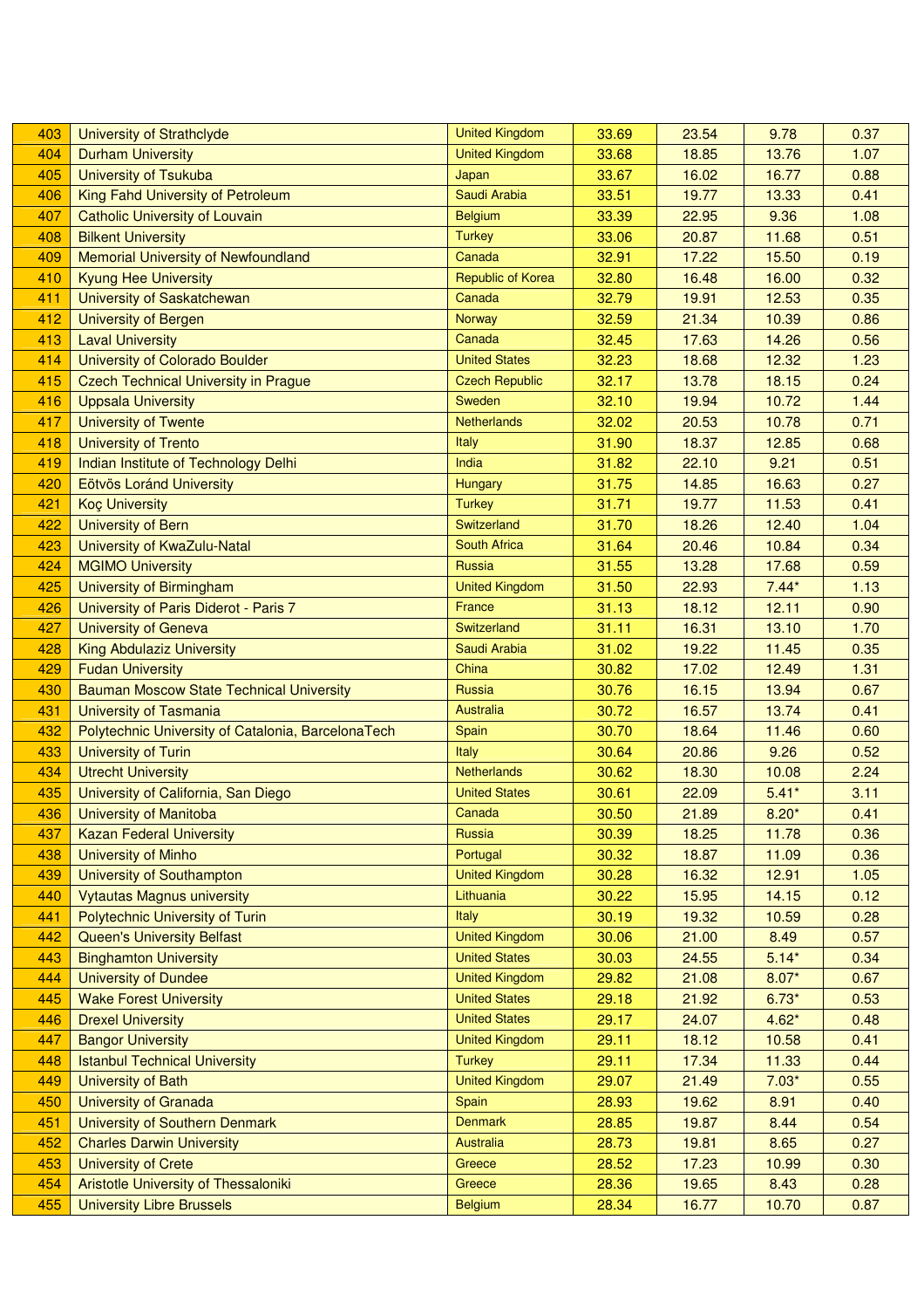| 403 | University of Strathclyde | United Kingdom | 33.69 | 23.54 | 9.78 | 0.37 |
|---|---|---|---|---|---|---|
| 404 | Durham University | United Kingdom | 33.68 | 18.85 | 13.76 | 1.07 |
| 405 | University of Tsukuba | Japan | 33.67 | 16.02 | 16.77 | 0.88 |
| 406 | King Fahd University of Petroleum | Saudi Arabia | 33.51 | 19.77 | 13.33 | 0.41 |
| 407 | Catholic University of Louvain | Belgium | 33.39 | 22.95 | 9.36 | 1.08 |
| 408 | Bilkent University | Turkey | 33.06 | 20.87 | 11.68 | 0.51 |
| 409 | Memorial University of Newfoundland | Canada | 32.91 | 17.22 | 15.50 | 0.19 |
| 410 | Kyung Hee University | Republic of Korea | 32.80 | 16.48 | 16.00 | 0.32 |
| 411 | University of Saskatchewan | Canada | 32.79 | 19.91 | 12.53 | 0.35 |
| 412 | University of Bergen | Norway | 32.59 | 21.34 | 10.39 | 0.86 |
| 413 | Laval University | Canada | 32.45 | 17.63 | 14.26 | 0.56 |
| 414 | University of Colorado Boulder | United States | 32.23 | 18.68 | 12.32 | 1.23 |
| 415 | Czech Technical University in Prague | Czech Republic | 32.17 | 13.78 | 18.15 | 0.24 |
| 416 | Uppsala University | Sweden | 32.10 | 19.94 | 10.72 | 1.44 |
| 417 | University of Twente | Netherlands | 32.02 | 20.53 | 10.78 | 0.71 |
| 418 | University of Trento | Italy | 31.90 | 18.37 | 12.85 | 0.68 |
| 419 | Indian Institute of Technology Delhi | India | 31.82 | 22.10 | 9.21 | 0.51 |
| 420 | Eötvös Loránd University | Hungary | 31.75 | 14.85 | 16.63 | 0.27 |
| 421 | Koç University | Turkey | 31.71 | 19.77 | 11.53 | 0.41 |
| 422 | University of Bern | Switzerland | 31.70 | 18.26 | 12.40 | 1.04 |
| 423 | University of KwaZulu-Natal | South Africa | 31.64 | 20.46 | 10.84 | 0.34 |
| 424 | MGIMO University | Russia | 31.55 | 13.28 | 17.68 | 0.59 |
| 425 | University of Birmingham | United Kingdom | 31.50 | 22.93 | 7.44* | 1.13 |
| 426 | University of Paris Diderot - Paris 7 | France | 31.13 | 18.12 | 12.11 | 0.90 |
| 427 | University of Geneva | Switzerland | 31.11 | 16.31 | 13.10 | 1.70 |
| 428 | King Abdulaziz University | Saudi Arabia | 31.02 | 19.22 | 11.45 | 0.35 |
| 429 | Fudan University | China | 30.82 | 17.02 | 12.49 | 1.31 |
| 430 | Bauman Moscow State Technical University | Russia | 30.76 | 16.15 | 13.94 | 0.67 |
| 431 | University of Tasmania | Australia | 30.72 | 16.57 | 13.74 | 0.41 |
| 432 | Polytechnic University of Catalonia, BarcelonaTech | Spain | 30.70 | 18.64 | 11.46 | 0.60 |
| 433 | University of Turin | Italy | 30.64 | 20.86 | 9.26 | 0.52 |
| 434 | Utrecht University | Netherlands | 30.62 | 18.30 | 10.08 | 2.24 |
| 435 | University of California, San Diego | United States | 30.61 | 22.09 | 5.41* | 3.11 |
| 436 | University of Manitoba | Canada | 30.50 | 21.89 | 8.20* | 0.41 |
| 437 | Kazan Federal University | Russia | 30.39 | 18.25 | 11.78 | 0.36 |
| 438 | University of Minho | Portugal | 30.32 | 18.87 | 11.09 | 0.36 |
| 439 | University of Southampton | United Kingdom | 30.28 | 16.32 | 12.91 | 1.05 |
| 440 | Vytautas Magnus university | Lithuania | 30.22 | 15.95 | 14.15 | 0.12 |
| 441 | Polytechnic University of Turin | Italy | 30.19 | 19.32 | 10.59 | 0.28 |
| 442 | Queen's University Belfast | United Kingdom | 30.06 | 21.00 | 8.49 | 0.57 |
| 443 | Binghamton University | United States | 30.03 | 24.55 | 5.14* | 0.34 |
| 444 | University of Dundee | United Kingdom | 29.82 | 21.08 | 8.07* | 0.67 |
| 445 | Wake Forest University | United States | 29.18 | 21.92 | 6.73* | 0.53 |
| 446 | Drexel University | United States | 29.17 | 24.07 | 4.62* | 0.48 |
| 447 | Bangor University | United Kingdom | 29.11 | 18.12 | 10.58 | 0.41 |
| 448 | Istanbul Technical University | Turkey | 29.11 | 17.34 | 11.33 | 0.44 |
| 449 | University of Bath | United Kingdom | 29.07 | 21.49 | 7.03* | 0.55 |
| 450 | University of Granada | Spain | 28.93 | 19.62 | 8.91 | 0.40 |
| 451 | University of Southern Denmark | Denmark | 28.85 | 19.87 | 8.44 | 0.54 |
| 452 | Charles Darwin University | Australia | 28.73 | 19.81 | 8.65 | 0.27 |
| 453 | University of Crete | Greece | 28.52 | 17.23 | 10.99 | 0.30 |
| 454 | Aristotle University of Thessaloniki | Greece | 28.36 | 19.65 | 8.43 | 0.28 |
| 455 | University Libre Brussels | Belgium | 28.34 | 16.77 | 10.70 | 0.87 |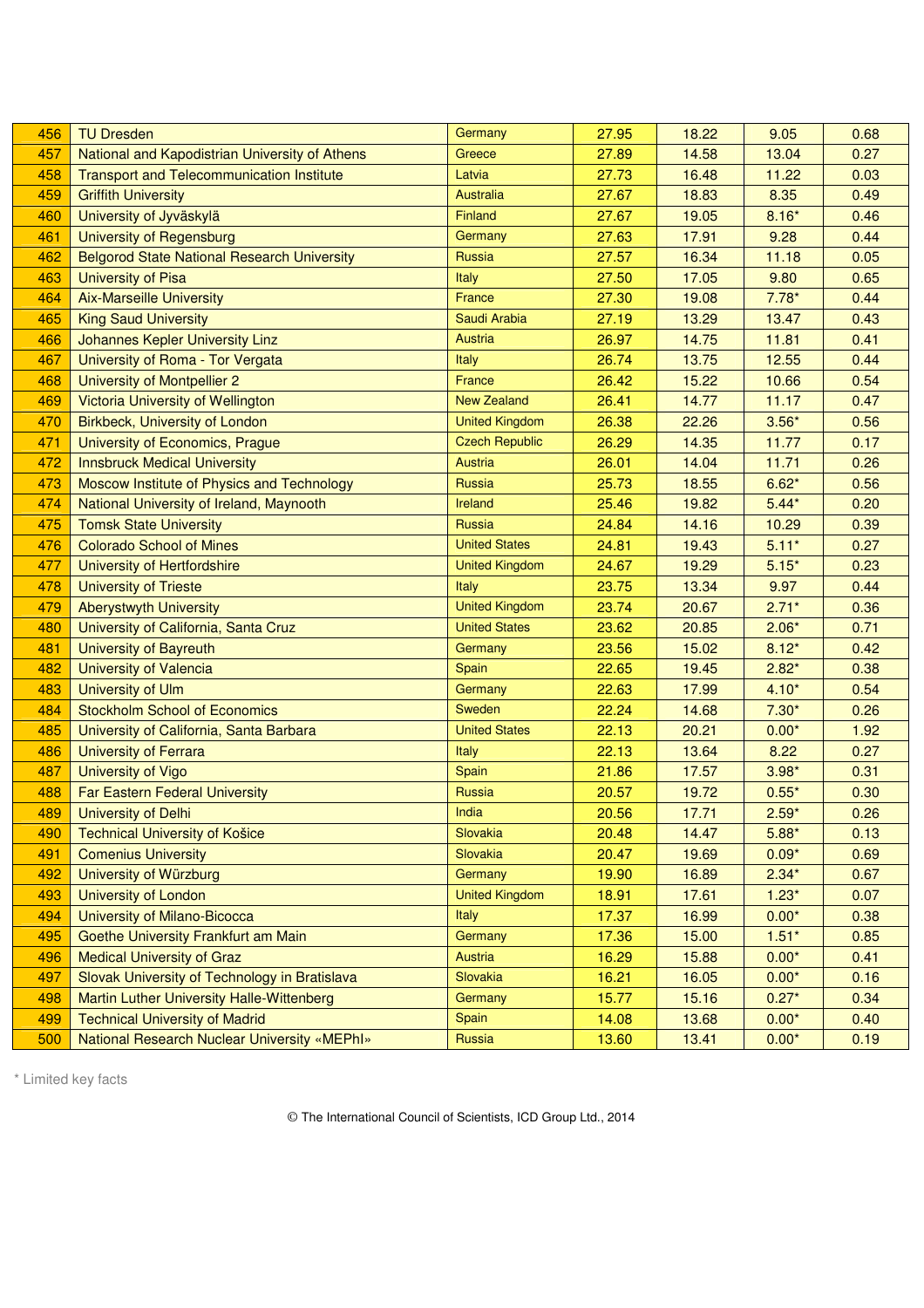| | | | | | | |
|---|---|---|---|---|---|---|
| 456 | TU Dresden | Germany | 27.95 | 18.22 | 9.05 | 0.68 |
| 457 | National and Kapodistrian University of Athens | Greece | 27.89 | 14.58 | 13.04 | 0.27 |
| 458 | Transport and Telecommunication Institute | Latvia | 27.73 | 16.48 | 11.22 | 0.03 |
| 459 | Griffith University | Australia | 27.67 | 18.83 | 8.35 | 0.49 |
| 460 | University of Jyväskylä | Finland | 27.67 | 19.05 | 8.16* | 0.46 |
| 461 | University of Regensburg | Germany | 27.63 | 17.91 | 9.28 | 0.44 |
| 462 | Belgorod State National Research University | Russia | 27.57 | 16.34 | 11.18 | 0.05 |
| 463 | University of Pisa | Italy | 27.50 | 17.05 | 9.80 | 0.65 |
| 464 | Aix-Marseille University | France | 27.30 | 19.08 | 7.78* | 0.44 |
| 465 | King Saud University | Saudi Arabia | 27.19 | 13.29 | 13.47 | 0.43 |
| 466 | Johannes Kepler University Linz | Austria | 26.97 | 14.75 | 11.81 | 0.41 |
| 467 | University of Roma - Tor Vergata | Italy | 26.74 | 13.75 | 12.55 | 0.44 |
| 468 | University of Montpellier 2 | France | 26.42 | 15.22 | 10.66 | 0.54 |
| 469 | Victoria University of Wellington | New Zealand | 26.41 | 14.77 | 11.17 | 0.47 |
| 470 | Birkbeck, University of London | United Kingdom | 26.38 | 22.26 | 3.56* | 0.56 |
| 471 | University of Economics, Prague | Czech Republic | 26.29 | 14.35 | 11.77 | 0.17 |
| 472 | Innsbruck Medical University | Austria | 26.01 | 14.04 | 11.71 | 0.26 |
| 473 | Moscow Institute of Physics and Technology | Russia | 25.73 | 18.55 | 6.62* | 0.56 |
| 474 | National University of Ireland, Maynooth | Ireland | 25.46 | 19.82 | 5.44* | 0.20 |
| 475 | Tomsk State University | Russia | 24.84 | 14.16 | 10.29 | 0.39 |
| 476 | Colorado School of Mines | United States | 24.81 | 19.43 | 5.11* | 0.27 |
| 477 | University of Hertfordshire | United Kingdom | 24.67 | 19.29 | 5.15* | 0.23 |
| 478 | University of Trieste | Italy | 23.75 | 13.34 | 9.97 | 0.44 |
| 479 | Aberystwyth University | United Kingdom | 23.74 | 20.67 | 2.71* | 0.36 |
| 480 | University of California, Santa Cruz | United States | 23.62 | 20.85 | 2.06* | 0.71 |
| 481 | University of Bayreuth | Germany | 23.56 | 15.02 | 8.12* | 0.42 |
| 482 | University of Valencia | Spain | 22.65 | 19.45 | 2.82* | 0.38 |
| 483 | University of Ulm | Germany | 22.63 | 17.99 | 4.10* | 0.54 |
| 484 | Stockholm School of Economics | Sweden | 22.24 | 14.68 | 7.30* | 0.26 |
| 485 | University of California, Santa Barbara | United States | 22.13 | 20.21 | 0.00* | 1.92 |
| 486 | University of Ferrara | Italy | 22.13 | 13.64 | 8.22 | 0.27 |
| 487 | University of Vigo | Spain | 21.86 | 17.57 | 3.98* | 0.31 |
| 488 | Far Eastern Federal University | Russia | 20.57 | 19.72 | 0.55* | 0.30 |
| 489 | University of Delhi | India | 20.56 | 17.71 | 2.59* | 0.26 |
| 490 | Technical University of Košice | Slovakia | 20.48 | 14.47 | 5.88* | 0.13 |
| 491 | Comenius University | Slovakia | 20.47 | 19.69 | 0.09* | 0.69 |
| 492 | University of Würzburg | Germany | 19.90 | 16.89 | 2.34* | 0.67 |
| 493 | University of London | United Kingdom | 18.91 | 17.61 | 1.23* | 0.07 |
| 494 | University of Milano-Bicocca | Italy | 17.37 | 16.99 | 0.00* | 0.38 |
| 495 | Goethe University Frankfurt am Main | Germany | 17.36 | 15.00 | 1.51* | 0.85 |
| 496 | Medical University of Graz | Austria | 16.29 | 15.88 | 0.00* | 0.41 |
| 497 | Slovak University of Technology in Bratislava | Slovakia | 16.21 | 16.05 | 0.00* | 0.16 |
| 498 | Martin Luther University Halle-Wittenberg | Germany | 15.77 | 15.16 | 0.27* | 0.34 |
| 499 | Technical University of Madrid | Spain | 14.08 | 13.68 | 0.00* | 0.40 |
| 500 | National Research Nuclear University «MEPhI» | Russia | 13.60 | 13.41 | 0.00* | 0.19 |

* Limited key facts

© The International Council of Scientists, ICD Group Ltd., 2014